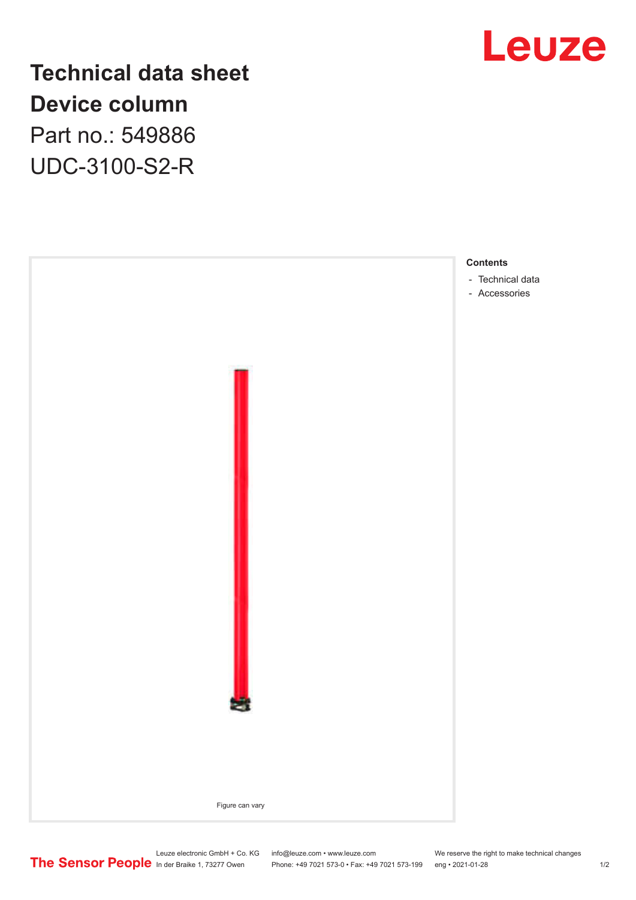# Technical data sheet
# Device column
Part no.: 549886

UDC-3100-S2-R

Figure can vary

**Contents**

- Technical data
- Accessories

Leuze electronic GmbH + Co. KG
In der Braike 1, 73277 Owen

info@leuze.com • www.leuze.com
Phone: +49 7021 573-0 • Fax: +49 7021 573-199

We reserve the right to make technical changes
eng • 2021-01-28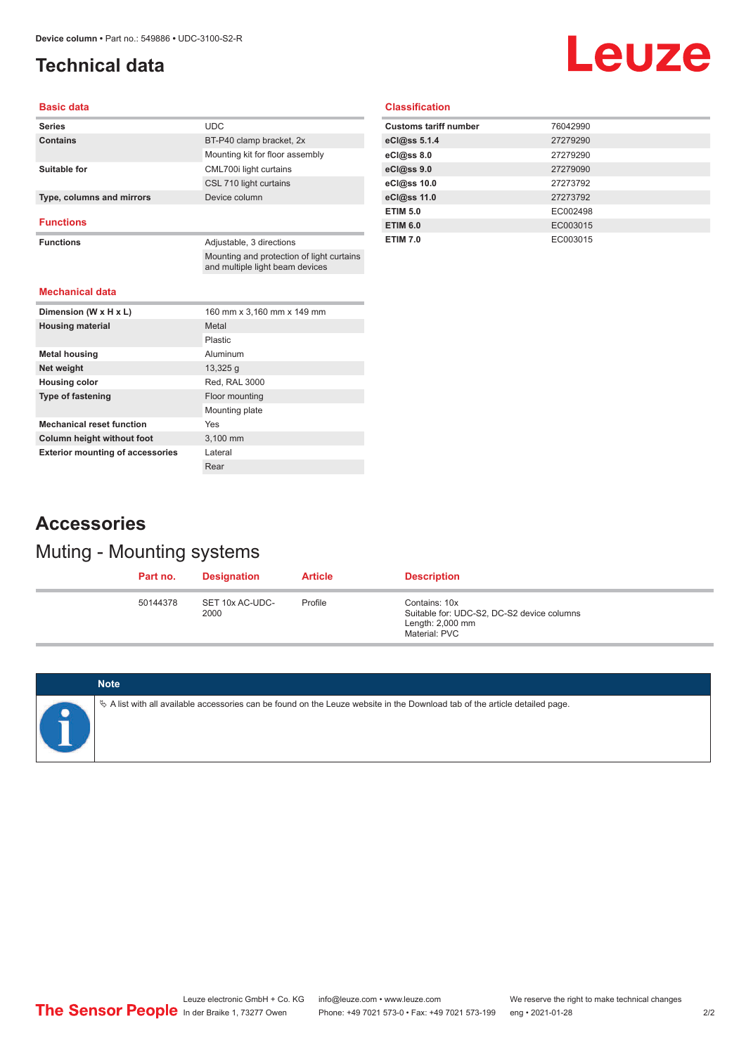# Technical data

## Basic data

| | |
|---|---|
| **Series** | UDC |
| **Contains** | BT-P40 clamp bracket, 2x |
| | Mounting kit for floor assembly |
| **Suitable for** | CML700i light curtains |
| | CSL 710 light curtains |
| **Type, columns and mirrors** | Device column |

## Functions

| | |
|---|---|
| **Functions** | Adjustable, 3 directions |
| | Mounting and protection of light curtains and multiple light beam devices |

## Mechanical data

| | |
|---|---|
| **Dimension (W x H x L)** | 160 mm x 3,160 mm x 149 mm |
| **Housing material** | Metal |
| | Plastic |
| **Metal housing** | Aluminum |
| **Net weight** | 13,325 g |
| **Housing color** | Red, RAL 3000 |
| **Type of fastening** | Floor mounting |
| | Mounting plate |
| **Mechanical reset function** | Yes |
| **Column height without foot** | 3,100 mm |
| **Exterior mounting of accessories** | Lateral |
| | Rear |

## Classification

| | |
|---|---|
| **Customs tariff number** | 76042990 |
| **eCl@ss 5.1.4** | 27279290 |
| **eCl@ss 8.0** | 27279290 |
| **eCl@ss 9.0** | 27279090 |
| **eCl@ss 10.0** | 27273792 |
| **eCl@ss 11.0** | 27273792 |
| **ETIM 5.0** | EC002498 |
| **ETIM 6.0** | EC003015 |
| **ETIM 7.0** | EC003015 |

# Accessories

## Muting - Mounting systems

| Part no. | Designation | Article | Description |
|---|---|---|---|
| 50144378 | SET 10x AC-UDC-2000 | Profile | Contains: 10x<br>Suitable for: UDC-S2, DC-S2 device columns<br>Length: 2,000 mm<br>Material: PVC |

**Note**

- A list with all available accessories can be found on the Leuze website in the Download tab of the article detailed page.